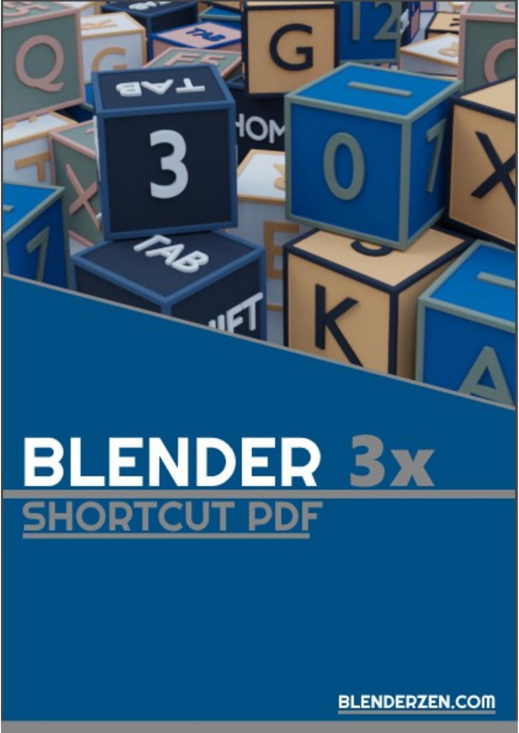# BLENDER 3x

## SHORTCUT PDF

BLENDERZEN.COM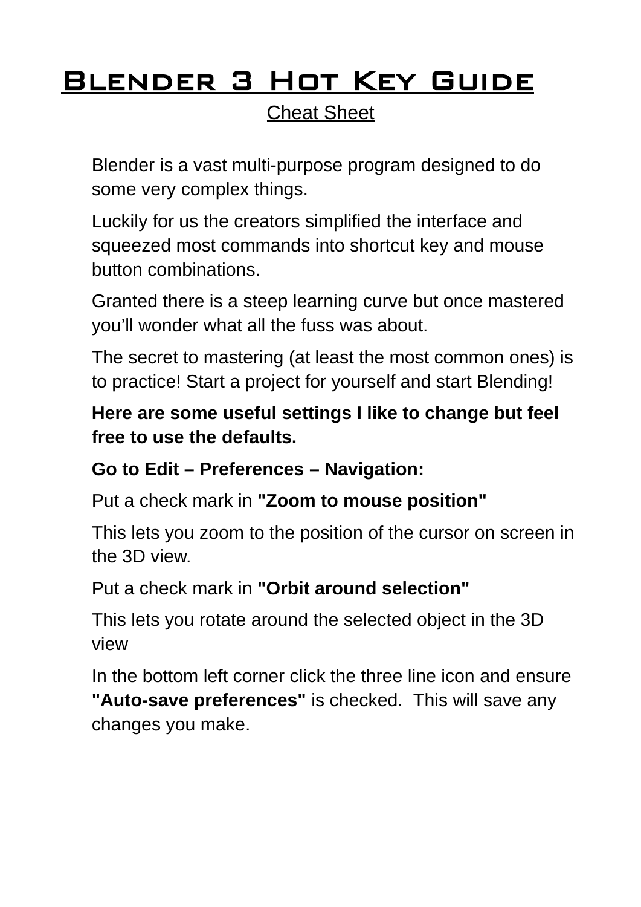# Blender 3 Hot Key Guide

Cheat Sheet

Blender is a vast multi-purpose program designed to do some very complex things.

Luckily for us the creators simplified the interface and squeezed most commands into shortcut key and mouse button combinations.

Granted there is a steep learning curve but once mastered you'll wonder what all the fuss was about.

The secret to mastering (at least the most common ones) is to practice! Start a project for yourself and start Blending!

**Here are some useful settings I like to change but feel free to use the defaults.**

**Go to Edit – Preferences – Navigation:**

Put a check mark in **"Zoom to mouse position"**

This lets you zoom to the position of the cursor on screen in the 3D view.

Put a check mark in **"Orbit around selection"**

This lets you rotate around the selected object in the 3D view

In the bottom left corner click the three line icon and ensure **"Auto-save preferences"** is checked. This will save any changes you make.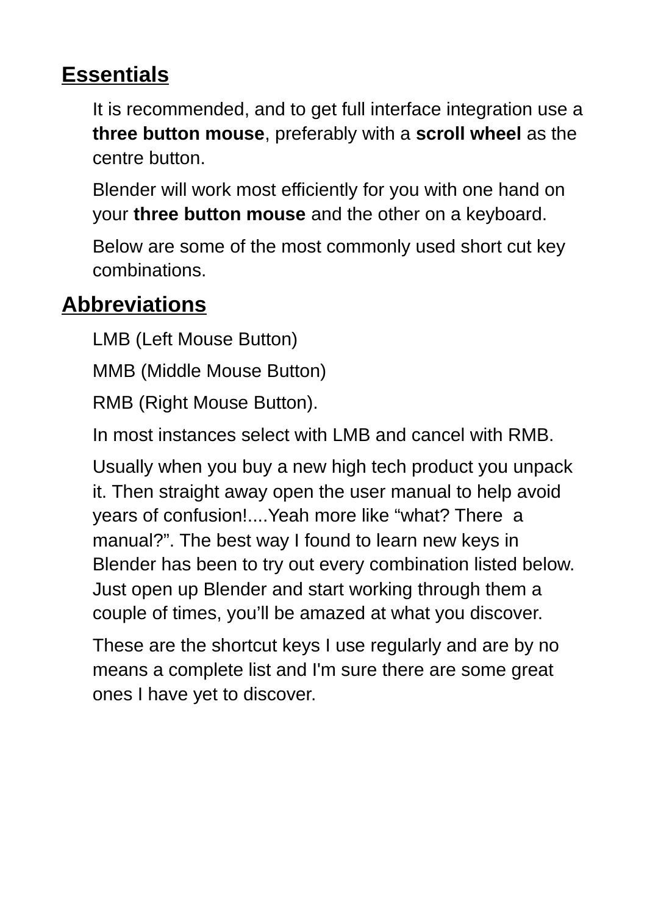## Essentials

It is recommended, and to get full interface integration use a **three button mouse**, preferably with a **scroll wheel** as the centre button.

Blender will work most efficiently for you with one hand on your **three button mouse** and the other on a keyboard.

Below are some of the most commonly used short cut key combinations.

## Abbreviations

LMB (Left Mouse Button)

MMB (Middle Mouse Button)

RMB (Right Mouse Button).

In most instances select with LMB and cancel with RMB.

Usually when you buy a new high tech product you unpack it. Then straight away open the user manual to help avoid years of confusion!....Yeah more like “what? There  a manual?”. The best way I found to learn new keys in Blender has been to try out every combination listed below. Just open up Blender and start working through them a couple of times, you’ll be amazed at what you discover.

These are the shortcut keys I use regularly and are by no means a complete list and I'm sure there are some great ones I have yet to discover.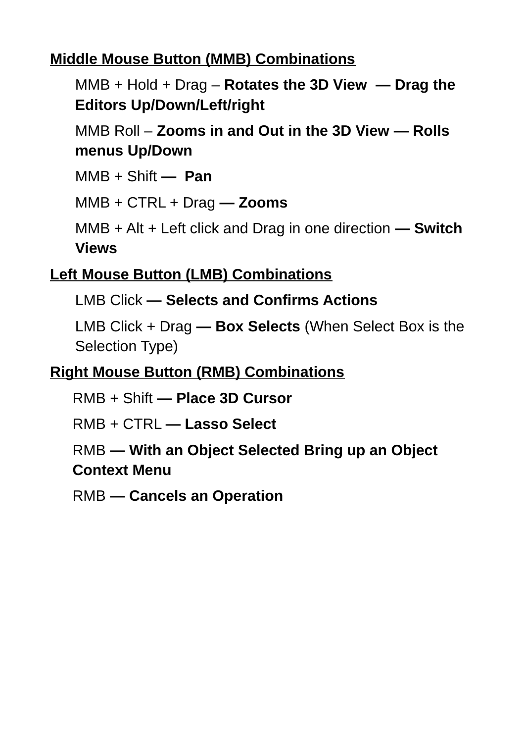**Middle Mouse Button (MMB) Combinations**

MMB + Hold + Drag – **Rotates the 3D View — Drag the Editors Up/Down/Left/right**

MMB Roll – **Zooms in and Out in the 3D View — Rolls menus Up/Down**

MMB + Shift **— Pan**

MMB + CTRL + Drag **— Zooms**

MMB + Alt + Left click and Drag in one direction **— Switch Views**

**Left Mouse Button (LMB) Combinations**

LMB Click **— Selects and Confirms Actions**

LMB Click + Drag **— Box Selects** (When Select Box is the Selection Type)

**Right Mouse Button (RMB) Combinations**

RMB + Shift **— Place 3D Cursor**

RMB + CTRL **— Lasso Select**

RMB **— With an Object Selected Bring up an Object Context Menu**

RMB **— Cancels an Operation**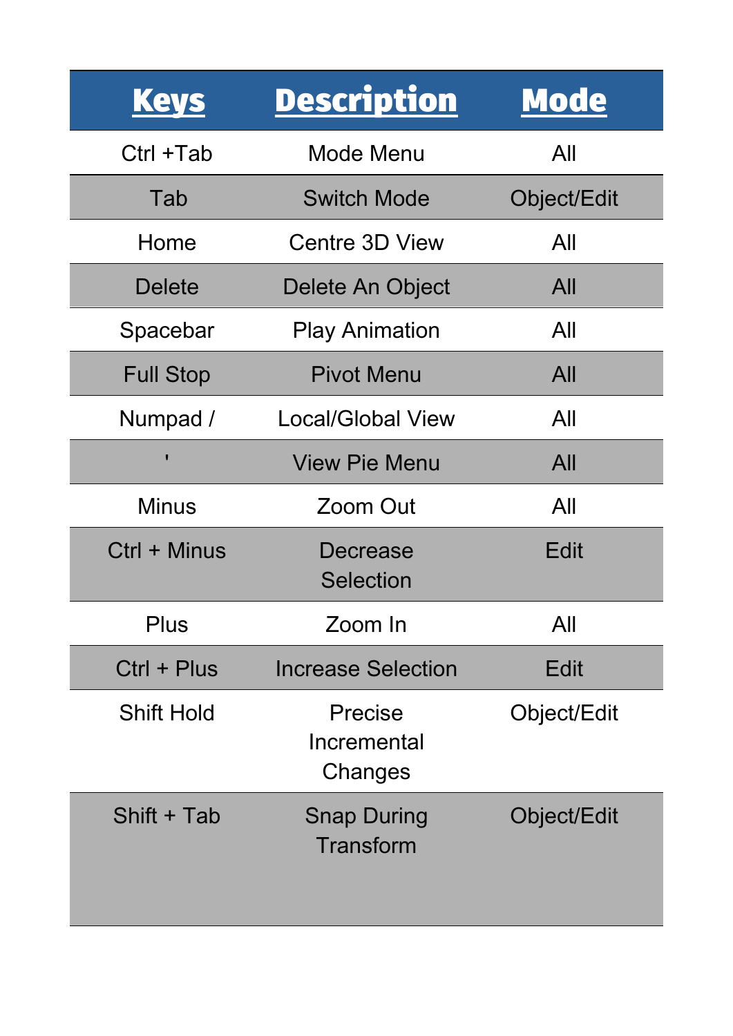| Keys | Description | Mode |
| --- | --- | --- |
| Ctrl +Tab | Mode Menu | All |
| Tab | Switch Mode | Object/Edit |
| Home | Centre 3D View | All |
| Delete | Delete An Object | All |
| Spacebar | Play Animation | All |
| Full Stop | Pivot Menu | All |
| Numpad / | Local/Global View | All |
| ' | View Pie Menu | All |
| Minus | Zoom Out | All |
| Ctrl + Minus | Decrease Selection | Edit |
| Plus | Zoom In | All |
| Ctrl + Plus | Increase Selection | Edit |
| Shift Hold | Precise Incremental Changes | Object/Edit |
| Shift + Tab | Snap During Transform | Object/Edit |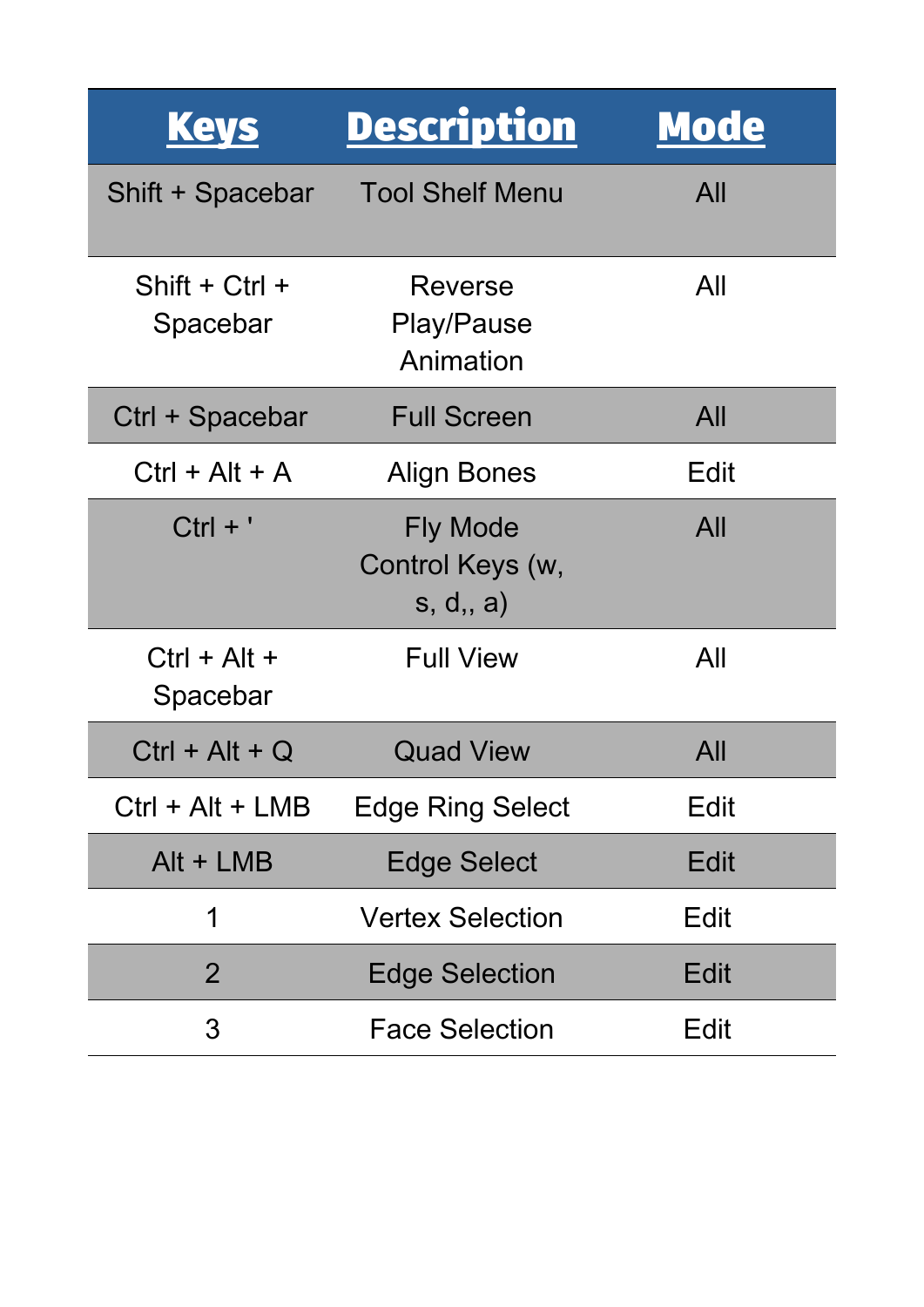| Keys | Description | Mode |
|---|---|---|
| Shift + Spacebar | Tool Shelf Menu | All |
| Shift + Ctrl + Spacebar | Reverse Play/Pause Animation | All |
| Ctrl + Spacebar | Full Screen | All |
| Ctrl + Alt + A | Align Bones | Edit |
| Ctrl + ' | Fly Mode Control Keys (w, s, d,, a) | All |
| Ctrl + Alt + Spacebar | Full View | All |
| Ctrl + Alt + Q | Quad View | All |
| Ctrl + Alt + LMB | Edge Ring Select | Edit |
| Alt + LMB | Edge Select | Edit |
| 1 | Vertex Selection | Edit |
| 2 | Edge Selection | Edit |
| 3 | Face Selection | Edit |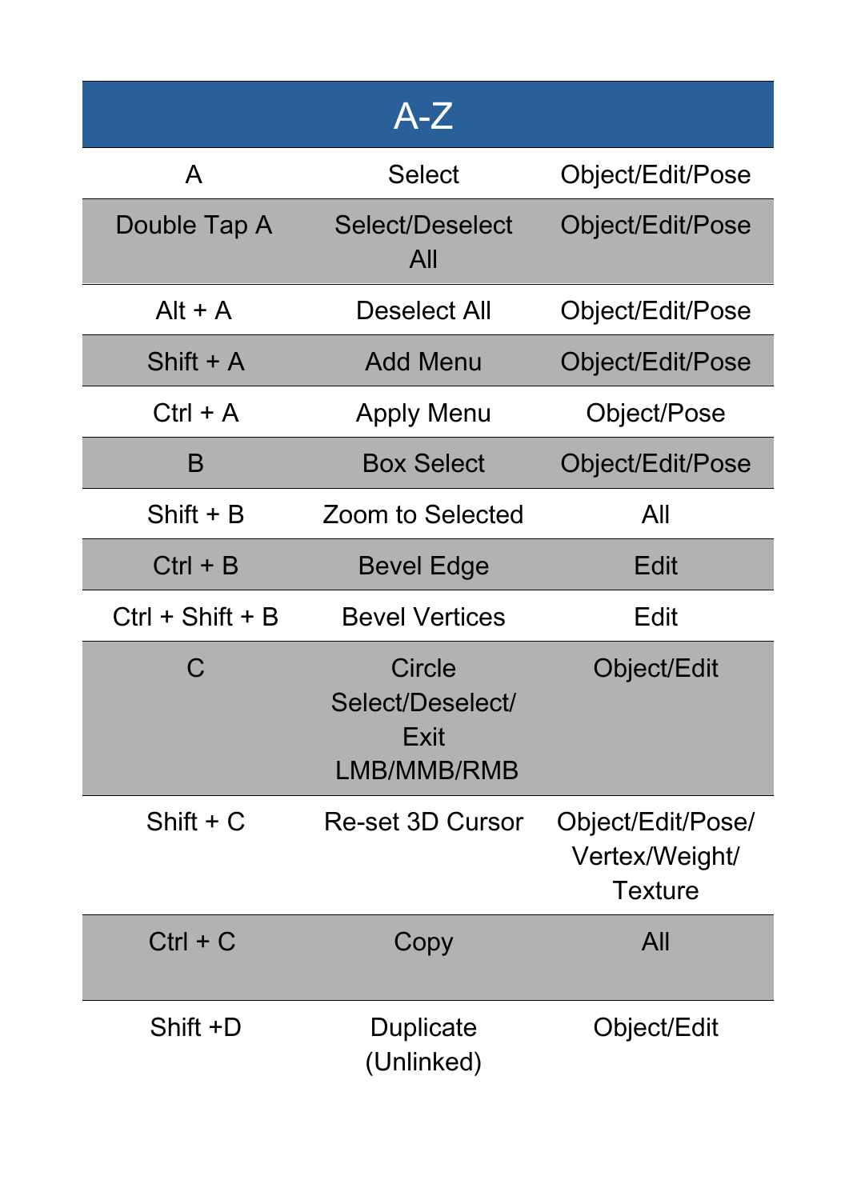| A-Z | | |
|---|---|---|
| A | Select | Object/Edit/Pose |
| Double Tap A | Select/Deselect All | Object/Edit/Pose |
| Alt + A | Deselect All | Object/Edit/Pose |
| Shift + A | Add Menu | Object/Edit/Pose |
| Ctrl + A | Apply Menu | Object/Pose |
| B | Box Select | Object/Edit/Pose |
| Shift + B | Zoom to Selected | All |
| Ctrl + B | Bevel Edge | Edit |
| Ctrl + Shift + B | Bevel Vertices | Edit |
| C | Circle Select/Deselect/ Exit LMB/MMB/RMB | Object/Edit |
| Shift + C | Re-set 3D Cursor | Object/Edit/Pose/ Vertex/Weight/ Texture |
| Ctrl + C | Copy | All |
| Shift +D | Duplicate (Unlinked) | Object/Edit |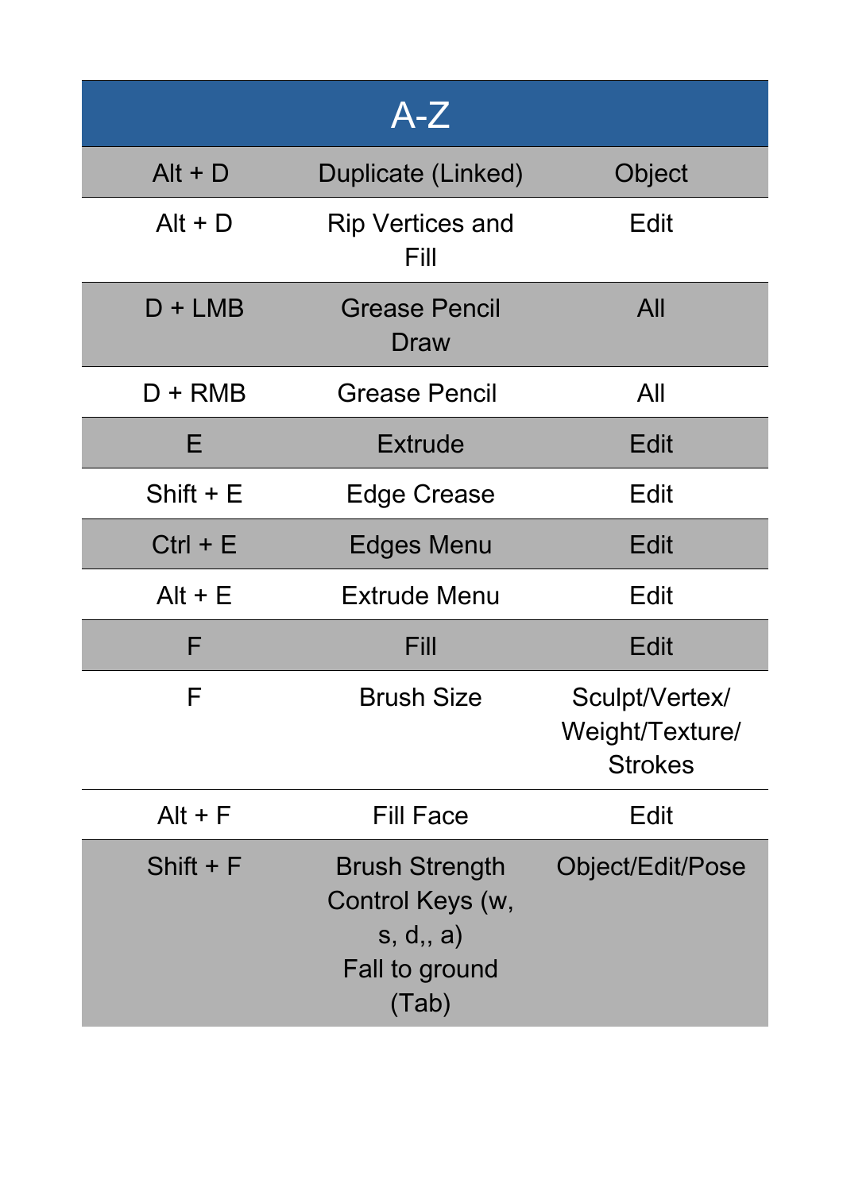| A-Z | | |
|---|---|---|
| Alt + D | Duplicate (Linked) | Object |
| Alt + D | Rip Vertices and Fill | Edit |
| D + LMB | Grease Pencil Draw | All |
| D + RMB | Grease Pencil | All |
| E | Extrude | Edit |
| Shift + E | Edge Crease | Edit |
| Ctrl + E | Edges Menu | Edit |
| Alt + E | Extrude Menu | Edit |
| F | Fill | Edit |
| F | Brush Size | Sculpt/Vertex/ Weight/Texture/ Strokes |
| Alt + F | Fill Face | Edit |
| Shift + F | Brush Strength Control Keys (w, s, d,, a) Fall to ground (Tab) | Object/Edit/Pose |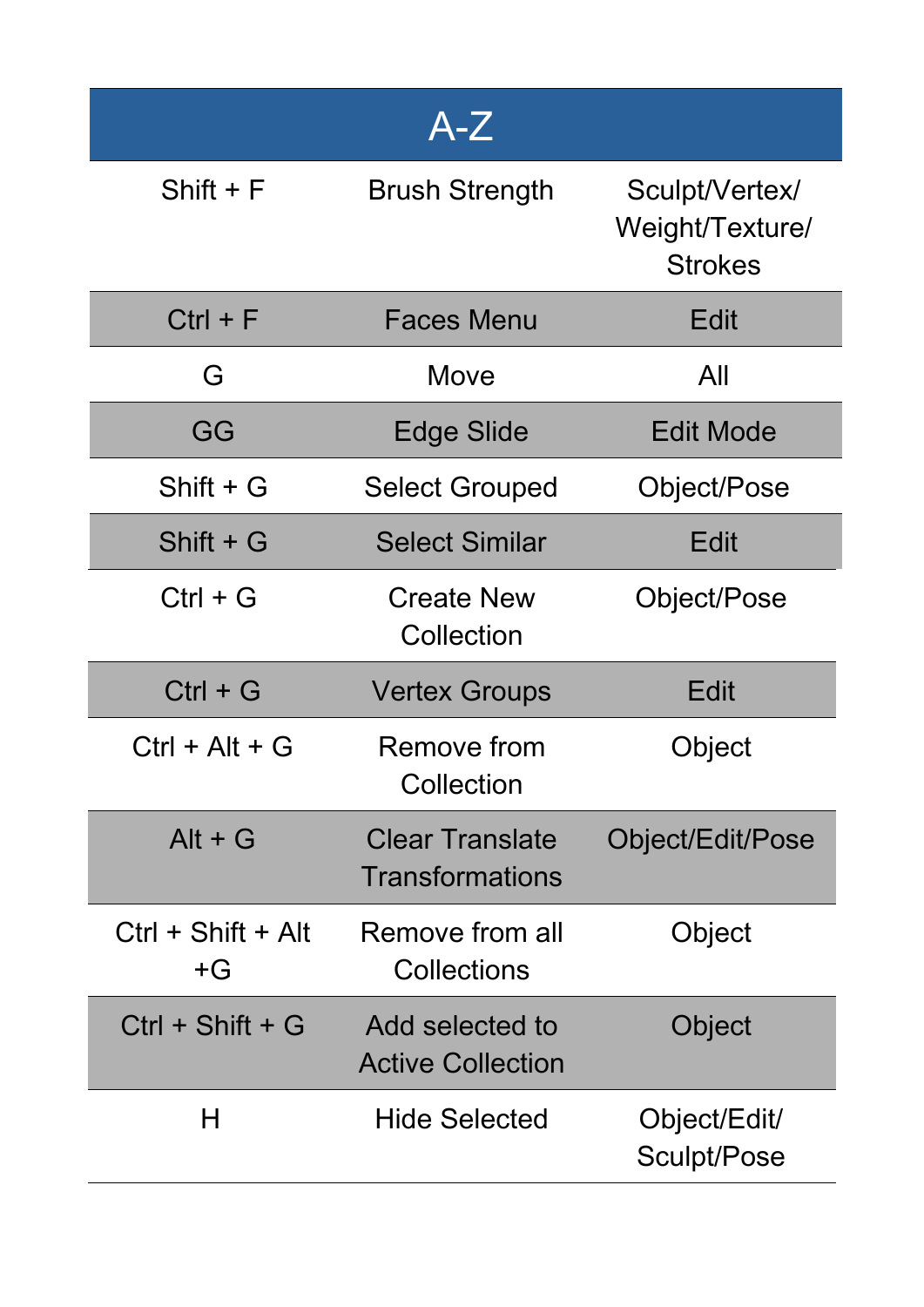| A-Z | | |
|---|---|---|
| Shift + F | Brush Strength | Sculpt/Vertex/Weight/Texture/Strokes |
| Ctrl + F | Faces Menu | Edit |
| G | Move | All |
| GG | Edge Slide | Edit Mode |
| Shift + G | Select Grouped | Object/Pose |
| Shift + G | Select Similar | Edit |
| Ctrl + G | Create New Collection | Object/Pose |
| Ctrl + G | Vertex Groups | Edit |
| Ctrl + Alt + G | Remove from Collection | Object |
| Alt + G | Clear Translate Transformations | Object/Edit/Pose |
| Ctrl + Shift + Alt +G | Remove from all Collections | Object |
| Ctrl + Shift + G | Add selected to Active Collection | Object |
| H | Hide Selected | Object/Edit/Sculpt/Pose |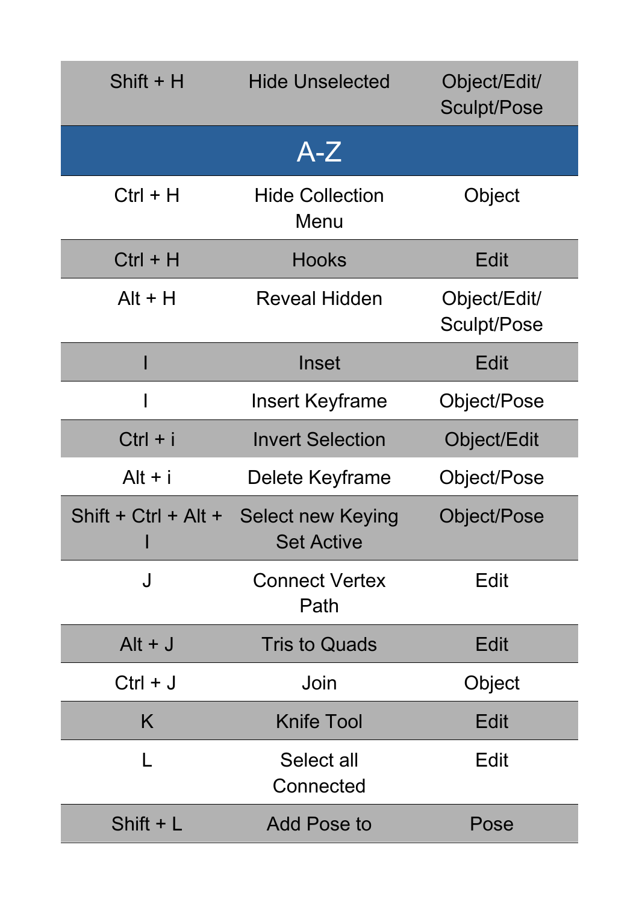| | | |
|---|---|---|
| Shift + H | Hide Unselected | Object/Edit/ Sculpt/Pose |
| **A-Z** | | |
| Ctrl + H | Hide Collection Menu | Object |
| Ctrl + H | Hooks | Edit |
| Alt + H | Reveal Hidden | Object/Edit/ Sculpt/Pose |
| I | Inset | Edit |
| I | Insert Keyframe | Object/Pose |
| Ctrl + i | Invert Selection | Object/Edit |
| Alt + i | Delete Keyframe | Object/Pose |
| Shift + Ctrl + Alt + I | Select new Keying Set Active | Object/Pose |
| J | Connect Vertex Path | Edit |
| Alt + J | Tris to Quads | Edit |
| Ctrl + J | Join | Object |
| K | Knife Tool | Edit |
| L | Select all Connected | Edit |
| Shift + L | Add Pose to | Pose |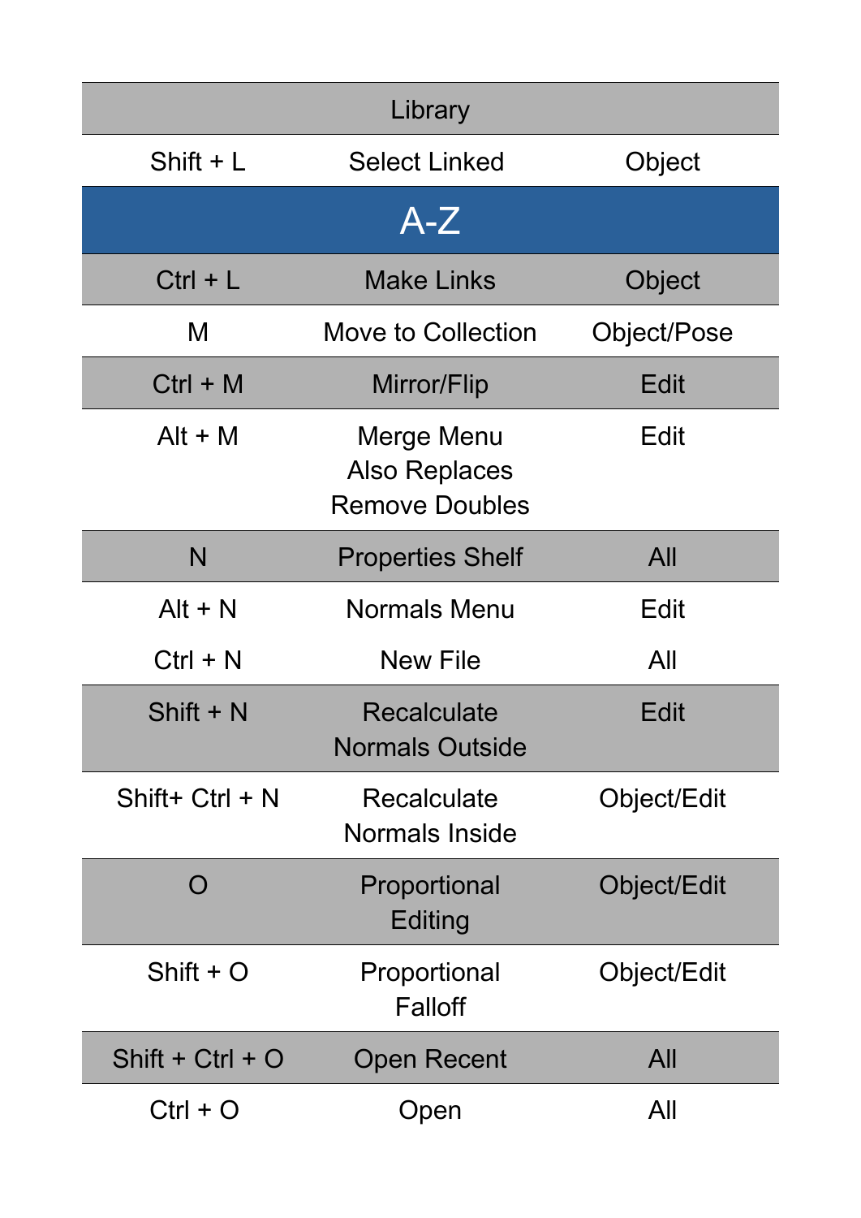| Library | | |
|---|---|---|
| Shift + L | Select Linked | Object |

## A-Z

| | | |
|---|---|---|
| Ctrl + L | Make Links | Object |
| M | Move to Collection | Object/Pose |
| Ctrl + M | Mirror/Flip | Edit |
| Alt + M | Merge Menu Also Replaces Remove Doubles | Edit |
| N | Properties Shelf | All |
| Alt + N | Normals Menu | Edit |
| Ctrl + N | New File | All |
| Shift + N | Recalculate Normals Outside | Edit |
| Shift+ Ctrl + N | Recalculate Normals Inside | Object/Edit |
| O | Proportional Editing | Object/Edit |
| Shift + O | Proportional Falloff | Object/Edit |
| Shift + Ctrl + O | Open Recent | All |
| Ctrl + O | Open | All |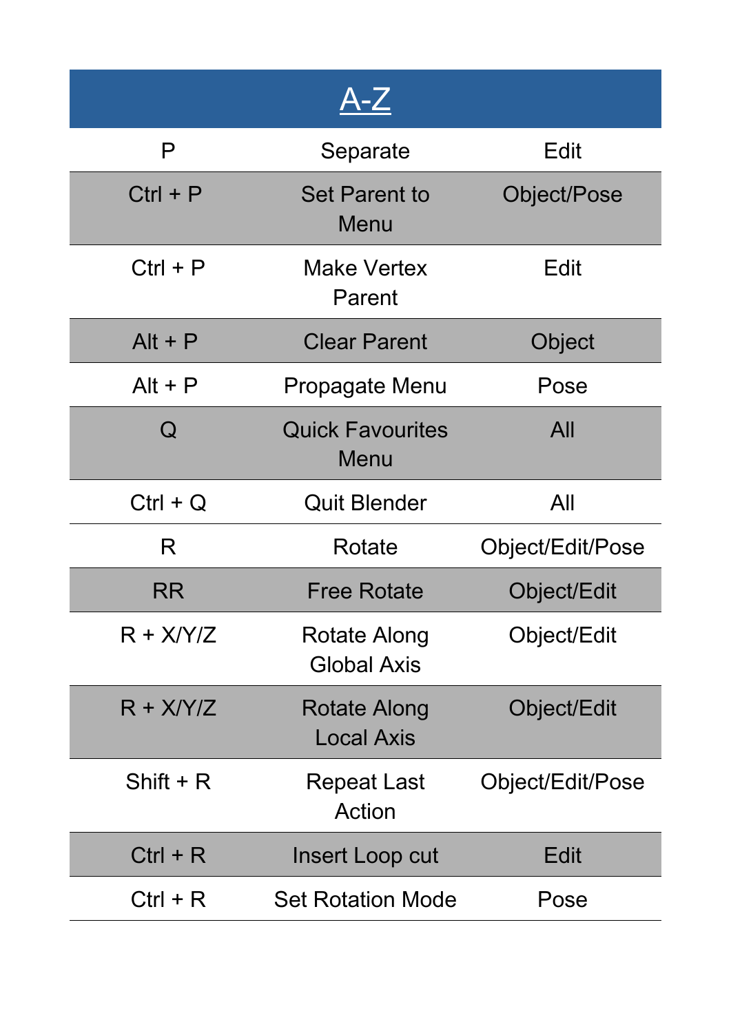| A-Z | | |
|---|---|---|
| P | Separate | Edit |
| Ctrl + P | Set Parent to Menu | Object/Pose |
| Ctrl + P | Make Vertex Parent | Edit |
| Alt + P | Clear Parent | Object |
| Alt + P | Propagate Menu | Pose |
| Q | Quick Favourites Menu | All |
| Ctrl + Q | Quit Blender | All |
| R | Rotate | Object/Edit/Pose |
| RR | Free Rotate | Object/Edit |
| R + X/Y/Z | Rotate Along Global Axis | Object/Edit |
| R + X/Y/Z | Rotate Along Local Axis | Object/Edit |
| Shift + R | Repeat Last Action | Object/Edit/Pose |
| Ctrl + R | Insert Loop cut | Edit |
| Ctrl + R | Set Rotation Mode | Pose |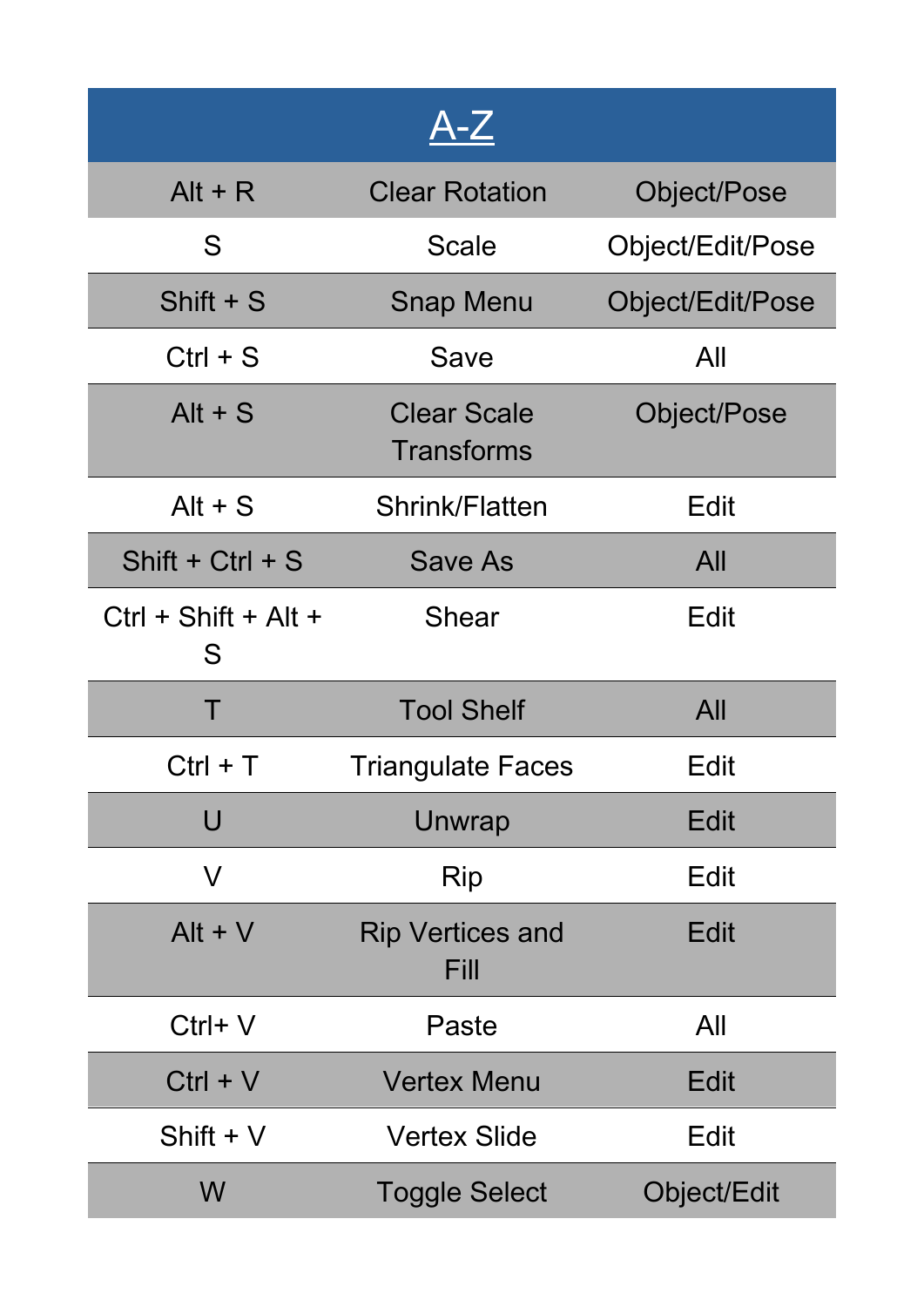| A-Z | | |
|---|---|---|
| Alt + R | Clear Rotation | Object/Pose |
| S | Scale | Object/Edit/Pose |
| Shift + S | Snap Menu | Object/Edit/Pose |
| Ctrl + S | Save | All |
| Alt + S | Clear Scale Transforms | Object/Pose |
| Alt + S | Shrink/Flatten | Edit |
| Shift + Ctrl + S | Save As | All |
| Ctrl + Shift + Alt + S | Shear | Edit |
| T | Tool Shelf | All |
| Ctrl + T | Triangulate Faces | Edit |
| U | Unwrap | Edit |
| V | Rip | Edit |
| Alt + V | Rip Vertices and Fill | Edit |
| Ctrl+ V | Paste | All |
| Ctrl + V | Vertex Menu | Edit |
| Shift + V | Vertex Slide | Edit |
| W | Toggle Select | Object/Edit |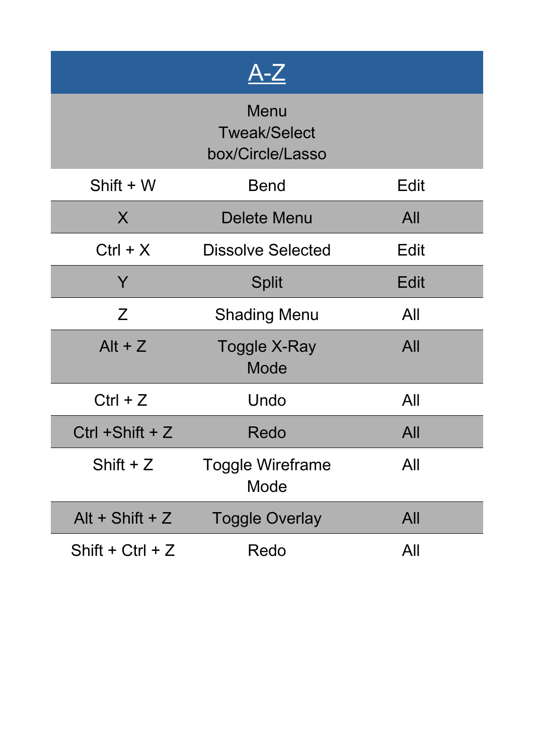| A-Z | | |
|---|---|---|
| | Menu<br>Tweak/Select<br>box/Circle/Lasso | |
| Shift + W | Bend | Edit |
| X | Delete Menu | All |
| Ctrl + X | Dissolve Selected | Edit |
| Y | Split | Edit |
| Z | Shading Menu | All |
| Alt + Z | Toggle X-Ray Mode | All |
| Ctrl + Z | Undo | All |
| Ctrl +Shift + Z | Redo | All |
| Shift + Z | Toggle Wireframe Mode | All |
| Alt + Shift + Z | Toggle Overlay | All |
| Shift + Ctrl + Z | Redo | All |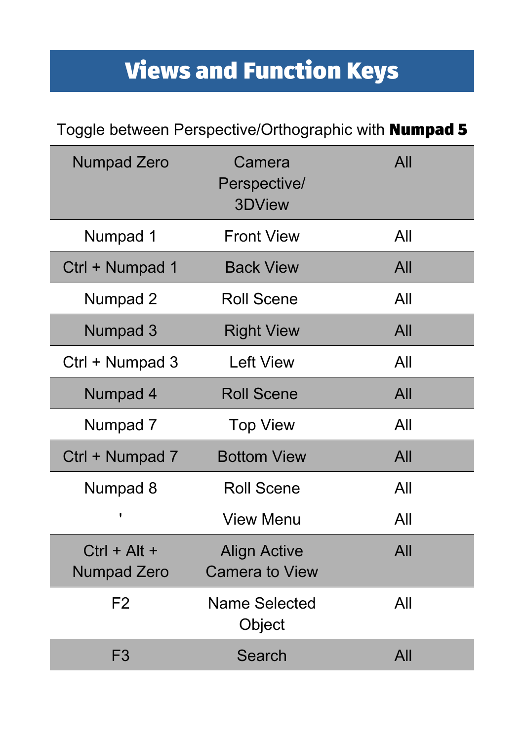# Views and Function Keys

Toggle between Perspective/Orthographic with **Numpad 5**

| | | |
|---|---|---|
| Numpad Zero | Camera Perspective/ 3DView | All |
| Numpad 1 | Front View | All |
| Ctrl + Numpad 1 | Back View | All |
| Numpad 2 | Roll Scene | All |
| Numpad 3 | Right View | All |
| Ctrl + Numpad 3 | Left View | All |
| Numpad 4 | Roll Scene | All |
| Numpad 7 | Top View | All |
| Ctrl + Numpad 7 | Bottom View | All |
| Numpad 8 | Roll Scene | All |
| ' | View Menu | All |
| Ctrl + Alt + Numpad Zero | Align Active Camera to View | All |
| F2 | Name Selected Object | All |
| F3 | Search | All |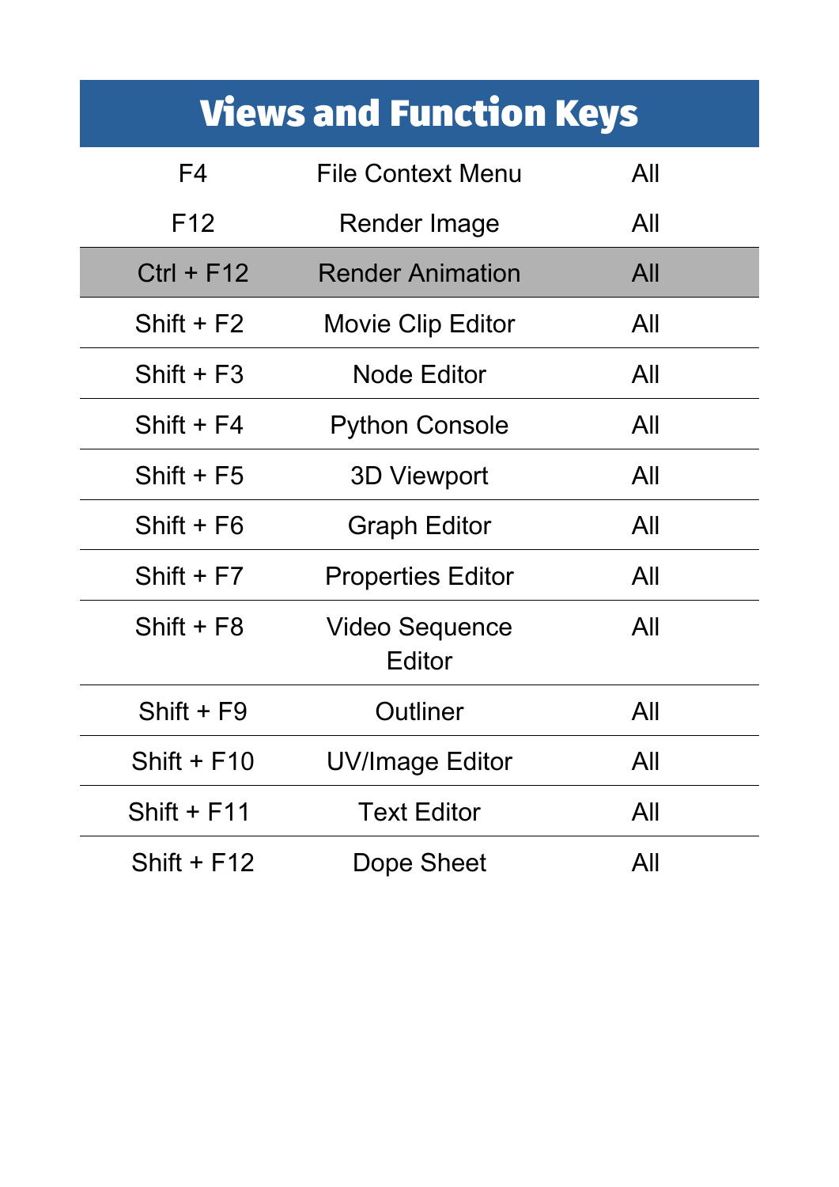## Views and Function Keys

| | | |
|---|---|---|
| F4 | File Context Menu | All |
| F12 | Render Image | All |
| Ctrl + F12 | Render Animation | All |
| Shift + F2 | Movie Clip Editor | All |
| Shift + F3 | Node Editor | All |
| Shift + F4 | Python Console | All |
| Shift + F5 | 3D Viewport | All |
| Shift + F6 | Graph Editor | All |
| Shift + F7 | Properties Editor | All |
| Shift + F8 | Video Sequence Editor | All |
| Shift + F9 | Outliner | All |
| Shift + F10 | UV/Image Editor | All |
| Shift + F11 | Text Editor | All |
| Shift + F12 | Dope Sheet | All |